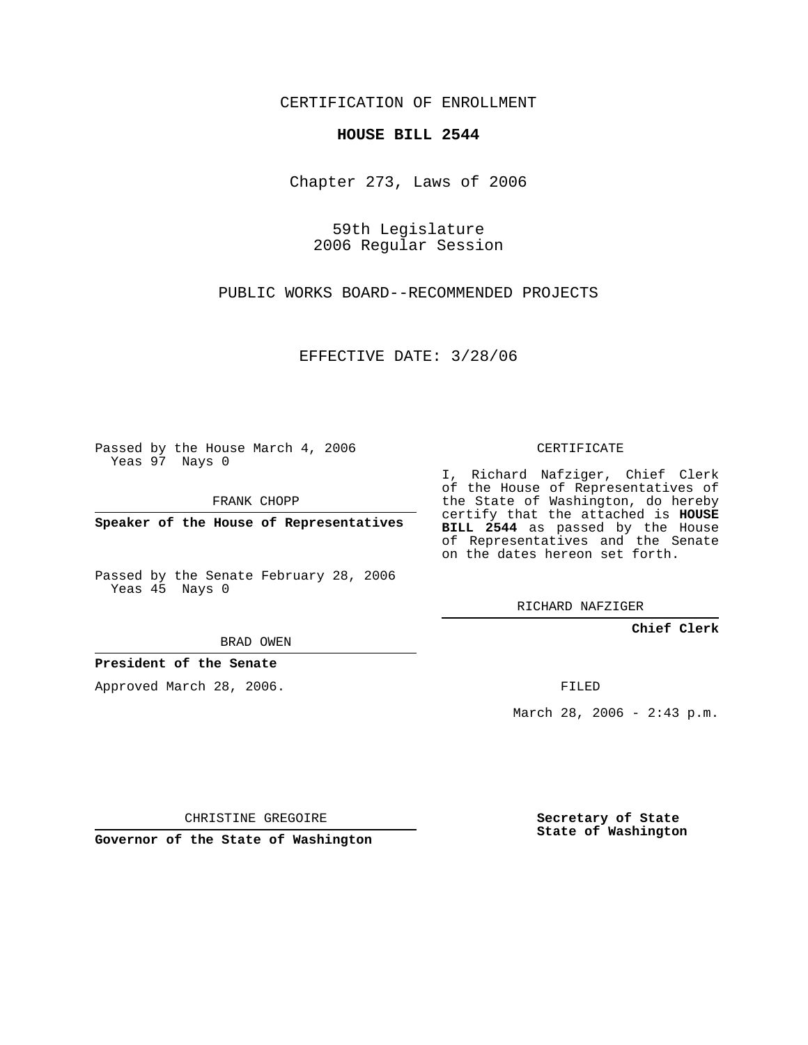CERTIFICATION OF ENROLLMENT

**HOUSE BILL 2544**

Chapter 273, Laws of 2006

59th Legislature
2006 Regular Session

PUBLIC WORKS BOARD--RECOMMENDED PROJECTS

EFFECTIVE DATE: 3/28/06

Passed by the House March 4, 2006
Yeas 97 Nays 0

FRANK CHOPP

**Speaker of the House of Representatives**

Passed by the Senate February 28, 2006
Yeas 45 Nays 0

BRAD OWEN

**President of the Senate**

Approved March 28, 2006.

CHRISTINE GREGOIRE

**Governor of the State of Washington**

CERTIFICATE

I, Richard Nafziger, Chief Clerk of the House of Representatives of the State of Washington, do hereby certify that the attached is **HOUSE BILL 2544** as passed by the House of Representatives and the Senate on the dates hereon set forth.

RICHARD NAFZIGER

**Chief Clerk**

FILED

March 28, 2006 - 2:43 p.m.

**Secretary of State**
**State of Washington**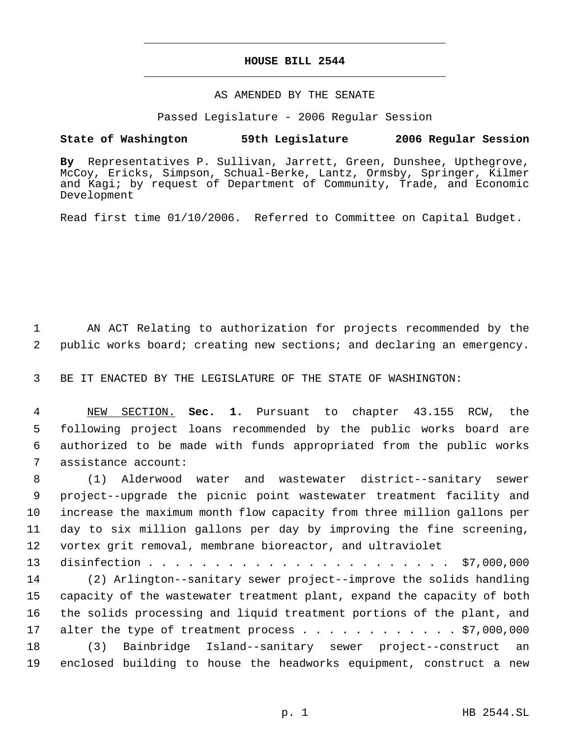# HOUSE BILL 2544

AS AMENDED BY THE SENATE

Passed Legislature - 2006 Regular Session

**State of Washington 59th Legislature 2006 Regular Session**

**By** Representatives P. Sullivan, Jarrett, Green, Dunshee, Upthegrove, McCoy, Ericks, Simpson, Schual-Berke, Lantz, Ormsby, Springer, Kilmer and Kagi; by request of Department of Community, Trade, and Economic Development

Read first time 01/10/2006. Referred to Committee on Capital Budget.

AN ACT Relating to authorization for projects recommended by the public works board; creating new sections; and declaring an emergency.

BE IT ENACTED BY THE LEGISLATURE OF THE STATE OF WASHINGTON:

NEW SECTION. **Sec. 1.** Pursuant to chapter 43.155 RCW, the following project loans recommended by the public works board are authorized to be made with funds appropriated from the public works assistance account:

(1) Alderwood water and wastewater district--sanitary sewer project--upgrade the picnic point wastewater treatment facility and increase the maximum month flow capacity from three million gallons per day to six million gallons per day by improving the fine screening, vortex grit removal, membrane bioreactor, and ultraviolet disinfection . . . . . . . . . . . . . . . . . . . . . . . . $7,000,000

(2) Arlington--sanitary sewer project--improve the solids handling capacity of the wastewater treatment plant, expand the capacity of both the solids processing and liquid treatment portions of the plant, and alter the type of treatment process . . . . . . . . . . . . $7,000,000

(3) Bainbridge Island--sanitary sewer project--construct an enclosed building to house the headworks equipment, construct a new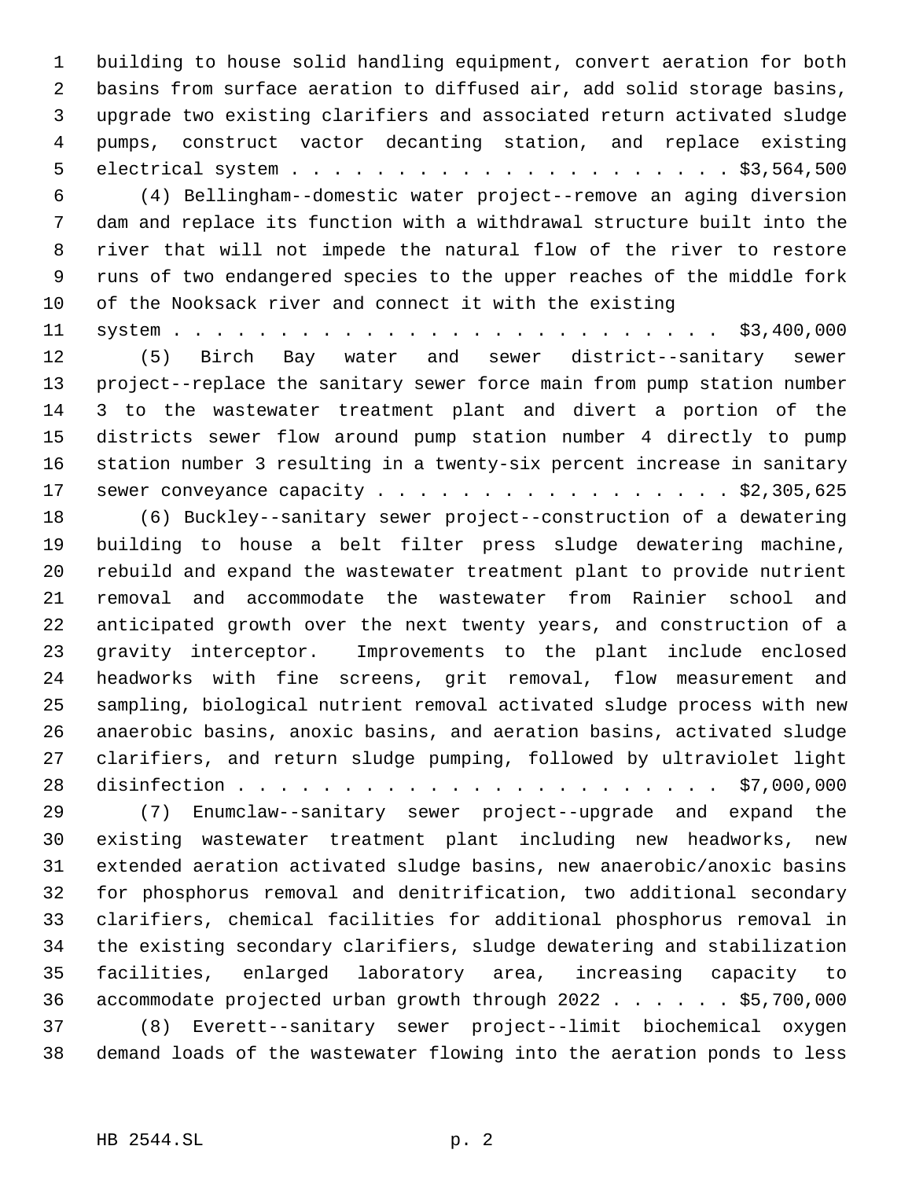building to house solid handling equipment, convert aeration for both basins from surface aeration to diffused air, add solid storage basins, upgrade two existing clarifiers and associated return activated sludge pumps, construct vactor decanting station, and replace existing electrical system . . . . . . . . . . . . . . . . . . . . . . $3,564,500

(4) Bellingham--domestic water project--remove an aging diversion dam and replace its function with a withdrawal structure built into the river that will not impede the natural flow of the river to restore runs of two endangered species to the upper reaches of the middle fork of the Nooksack river and connect it with the existing system . . . . . . . . . . . . . . . . . . . . . . . . . . $3,400,000

(5) Birch Bay water and sewer district--sanitary sewer project--replace the sanitary sewer force main from pump station number 3 to the wastewater treatment plant and divert a portion of the districts sewer flow around pump station number 4 directly to pump station number 3 resulting in a twenty-six percent increase in sanitary sewer conveyance capacity . . . . . . . . . . . . . . . . . $2,305,625

(6) Buckley--sanitary sewer project--construction of a dewatering building to house a belt filter press sludge dewatering machine, rebuild and expand the wastewater treatment plant to provide nutrient removal and accommodate the wastewater from Rainier school and anticipated growth over the next twenty years, and construction of a gravity interceptor. Improvements to the plant include enclosed headworks with fine screens, grit removal, flow measurement and sampling, biological nutrient removal activated sludge process with new anaerobic basins, anoxic basins, and aeration basins, activated sludge clarifiers, and return sludge pumping, followed by ultraviolet light disinfection . . . . . . . . . . . . . . . . . . . . . . . . $7,000,000

(7) Enumclaw--sanitary sewer project--upgrade and expand the existing wastewater treatment plant including new headworks, new extended aeration activated sludge basins, new anaerobic/anoxic basins for phosphorus removal and denitrification, two additional secondary clarifiers, chemical facilities for additional phosphorus removal in the existing secondary clarifiers, sludge dewatering and stabilization facilities, enlarged laboratory area, increasing capacity to accommodate projected urban growth through 2022 . . . . . . $5,700,000

(8) Everett--sanitary sewer project--limit biochemical oxygen demand loads of the wastewater flowing into the aeration ponds to less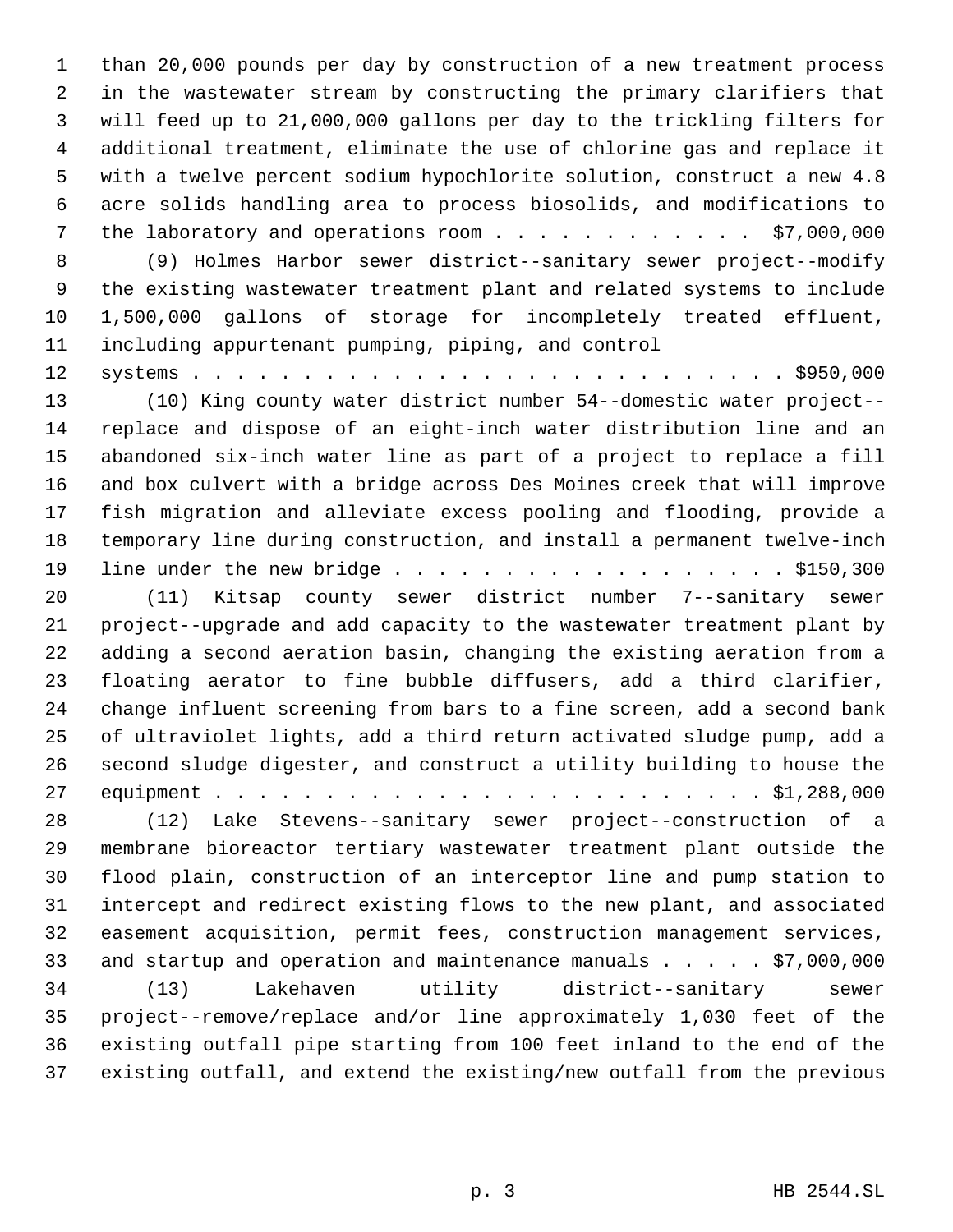than 20,000 pounds per day by construction of a new treatment process in the wastewater stream by constructing the primary clarifiers that will feed up to 21,000,000 gallons per day to the trickling filters for additional treatment, eliminate the use of chlorine gas and replace it with a twelve percent sodium hypochlorite solution, construct a new 4.8 acre solids handling area to process biosolids, and modifications to the laboratory and operations room . . . . . . . . . . . . $7,000,000

(9) Holmes Harbor sewer district--sanitary sewer project--modify the existing wastewater treatment plant and related systems to include 1,500,000 gallons of storage for incompletely treated effluent, including appurtenant pumping, piping, and control systems . . . . . . . . . . . . . . . . . . . . . . . . . . . $950,000

(10) King county water district number 54--domestic water project--replace and dispose of an eight-inch water distribution line and an abandoned six-inch water line as part of a project to replace a fill and box culvert with a bridge across Des Moines creek that will improve fish migration and alleviate excess pooling and flooding, provide a temporary line during construction, and install a permanent twelve-inch line under the new bridge . . . . . . . . . . . . . . . . . . $150,300

(11) Kitsap county sewer district number 7--sanitary sewer project--upgrade and add capacity to the wastewater treatment plant by adding a second aeration basin, changing the existing aeration from a floating aerator to fine bubble diffusers, add a third clarifier, change influent screening from bars to a fine screen, add a second bank of ultraviolet lights, add a third return activated sludge pump, add a second sludge digester, and construct a utility building to house the equipment . . . . . . . . . . . . . . . . . . . . . . . . $1,288,000

(12) Lake Stevens--sanitary sewer project--construction of a membrane bioreactor tertiary wastewater treatment plant outside the flood plain, construction of an interceptor line and pump station to intercept and redirect existing flows to the new plant, and associated easement acquisition, permit fees, construction management services, and startup and operation and maintenance manuals . . . . . $7,000,000

(13) Lakehaven utility district--sanitary sewer project--remove/replace and/or line approximately 1,030 feet of the existing outfall pipe starting from 100 feet inland to the end of the existing outfall, and extend the existing/new outfall from the previous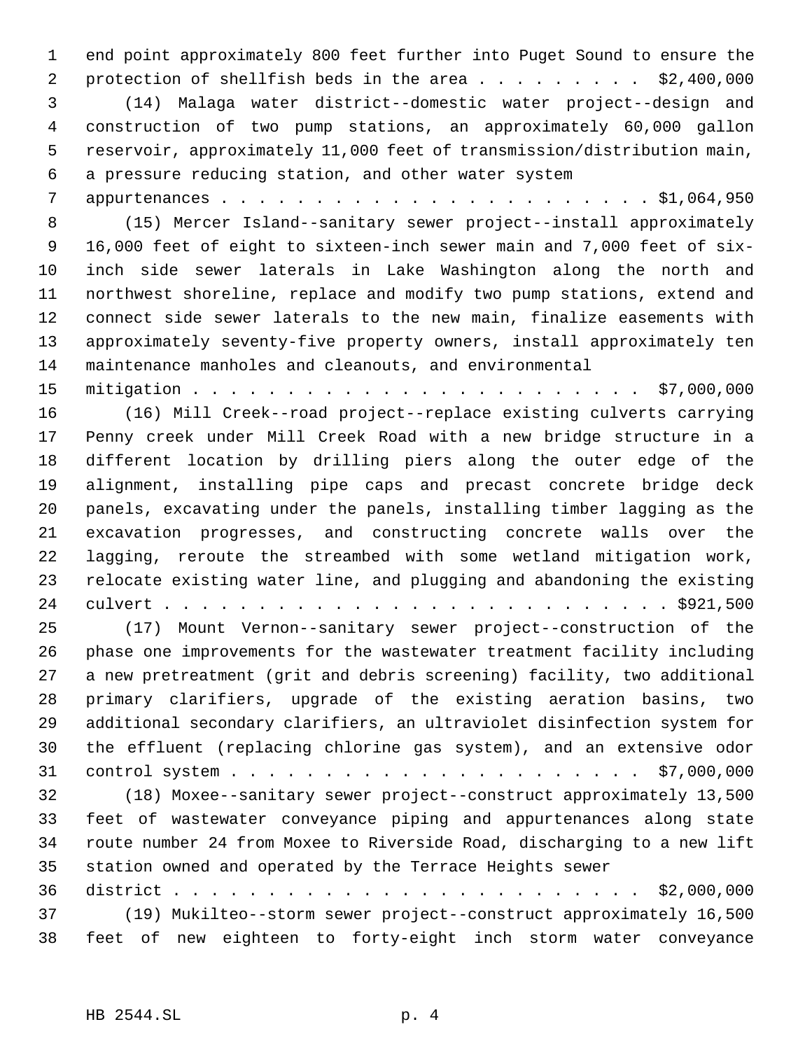end point approximately 800 feet further into Puget Sound to ensure the protection of shellfish beds in the area . . . . . . . . . $2,400,000

(14) Malaga water district--domestic water project--design and construction of two pump stations, an approximately 60,000 gallon reservoir, approximately 11,000 feet of transmission/distribution main, a pressure reducing station, and other water system appurtenances . . . . . . . . . . . . . . . . . . . . . . . . $1,064,950

(15) Mercer Island--sanitary sewer project--install approximately 16,000 feet of eight to sixteen-inch sewer main and 7,000 feet of six-inch side sewer laterals in Lake Washington along the north and northwest shoreline, replace and modify two pump stations, extend and connect side sewer laterals to the new main, finalize easements with approximately seventy-five property owners, install approximately ten maintenance manholes and cleanouts, and environmental mitigation . . . . . . . . . . . . . . . . . . . . . . . . $7,000,000

(16) Mill Creek--road project--replace existing culverts carrying Penny creek under Mill Creek Road with a new bridge structure in a different location by drilling piers along the outer edge of the alignment, installing pipe caps and precast concrete bridge deck panels, excavating under the panels, installing timber lagging as the excavation progresses, and constructing concrete walls over the lagging, reroute the streambed with some wetland mitigation work, relocate existing water line, and plugging and abandoning the existing culvert . . . . . . . . . . . . . . . . . . . . . . . . . . . $921,500

(17) Mount Vernon--sanitary sewer project--construction of the phase one improvements for the wastewater treatment facility including a new pretreatment (grit and debris screening) facility, two additional primary clarifiers, upgrade of the existing aeration basins, two additional secondary clarifiers, an ultraviolet disinfection system for the effluent (replacing chlorine gas system), and an extensive odor control system . . . . . . . . . . . . . . . . . . . . . . $7,000,000

(18) Moxee--sanitary sewer project--construct approximately 13,500 feet of wastewater conveyance piping and appurtenances along state route number 24 from Moxee to Riverside Road, discharging to a new lift station owned and operated by the Terrace Heights sewer district . . . . . . . . . . . . . . . . . . . . . . . . . $2,000,000

(19) Mukilteo--storm sewer project--construct approximately 16,500 feet of new eighteen to forty-eight inch storm water conveyance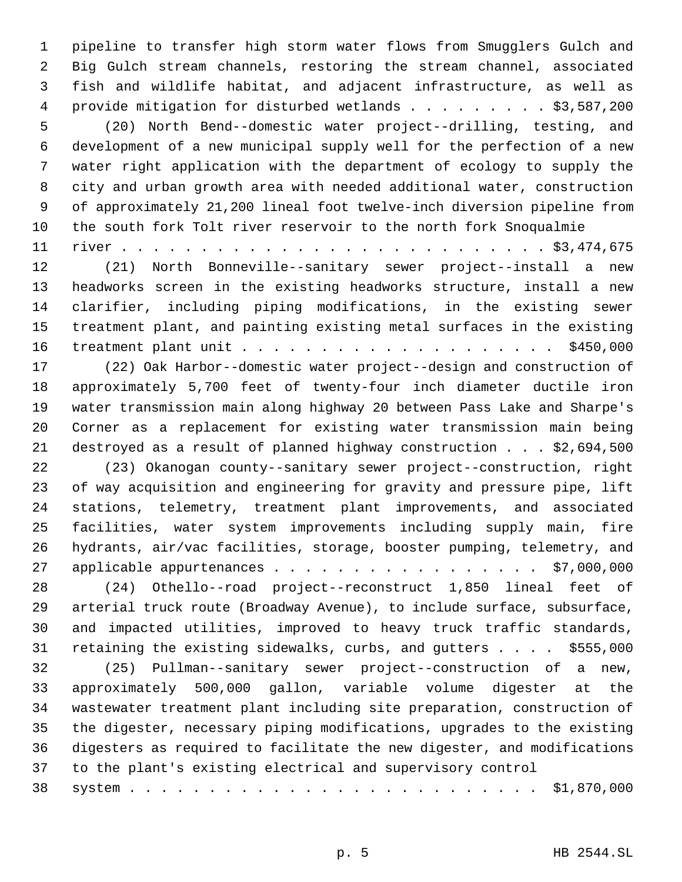pipeline to transfer high storm water flows from Smugglers Gulch and Big Gulch stream channels, restoring the stream channel, associated fish and wildlife habitat, and adjacent infrastructure, as well as provide mitigation for disturbed wetlands . . . . . . . . . $3,587,200

(20) North Bend--domestic water project--drilling, testing, and development of a new municipal supply well for the perfection of a new water right application with the department of ecology to supply the city and urban growth area with needed additional water, construction of approximately 21,200 lineal foot twelve-inch diversion pipeline from the south fork Tolt river reservoir to the north fork Snoqualmie river . . . . . . . . . . . . . . . . . . . . . . . . . . . $3,474,675

(21) North Bonneville--sanitary sewer project--install a new headworks screen in the existing headworks structure, install a new clarifier, including piping modifications, in the existing sewer treatment plant, and painting existing metal surfaces in the existing treatment plant unit . . . . . . . . . . . . . . . . . . . . $450,000

(22) Oak Harbor--domestic water project--design and construction of approximately 5,700 feet of twenty-four inch diameter ductile iron water transmission main along highway 20 between Pass Lake and Sharpe's Corner as a replacement for existing water transmission main being destroyed as a result of planned highway construction . . . $2,694,500

(23) Okanogan county--sanitary sewer project--construction, right of way acquisition and engineering for gravity and pressure pipe, lift stations, telemetry, treatment plant improvements, and associated facilities, water system improvements including supply main, fire hydrants, air/vac facilities, storage, booster pumping, telemetry, and applicable appurtenances . . . . . . . . . . . . . . . . . $7,000,000

(24) Othello--road project--reconstruct 1,850 lineal feet of arterial truck route (Broadway Avenue), to include surface, subsurface, and impacted utilities, improved to heavy truck traffic standards, retaining the existing sidewalks, curbs, and gutters . . . . $555,000

(25) Pullman--sanitary sewer project--construction of a new, approximately 500,000 gallon, variable volume digester at the wastewater treatment plant including site preparation, construction of the digester, necessary piping modifications, upgrades to the existing digesters as required to facilitate the new digester, and modifications to the plant's existing electrical and supervisory control system . . . . . . . . . . . . . . . . . . . . . . . . . . $1,870,000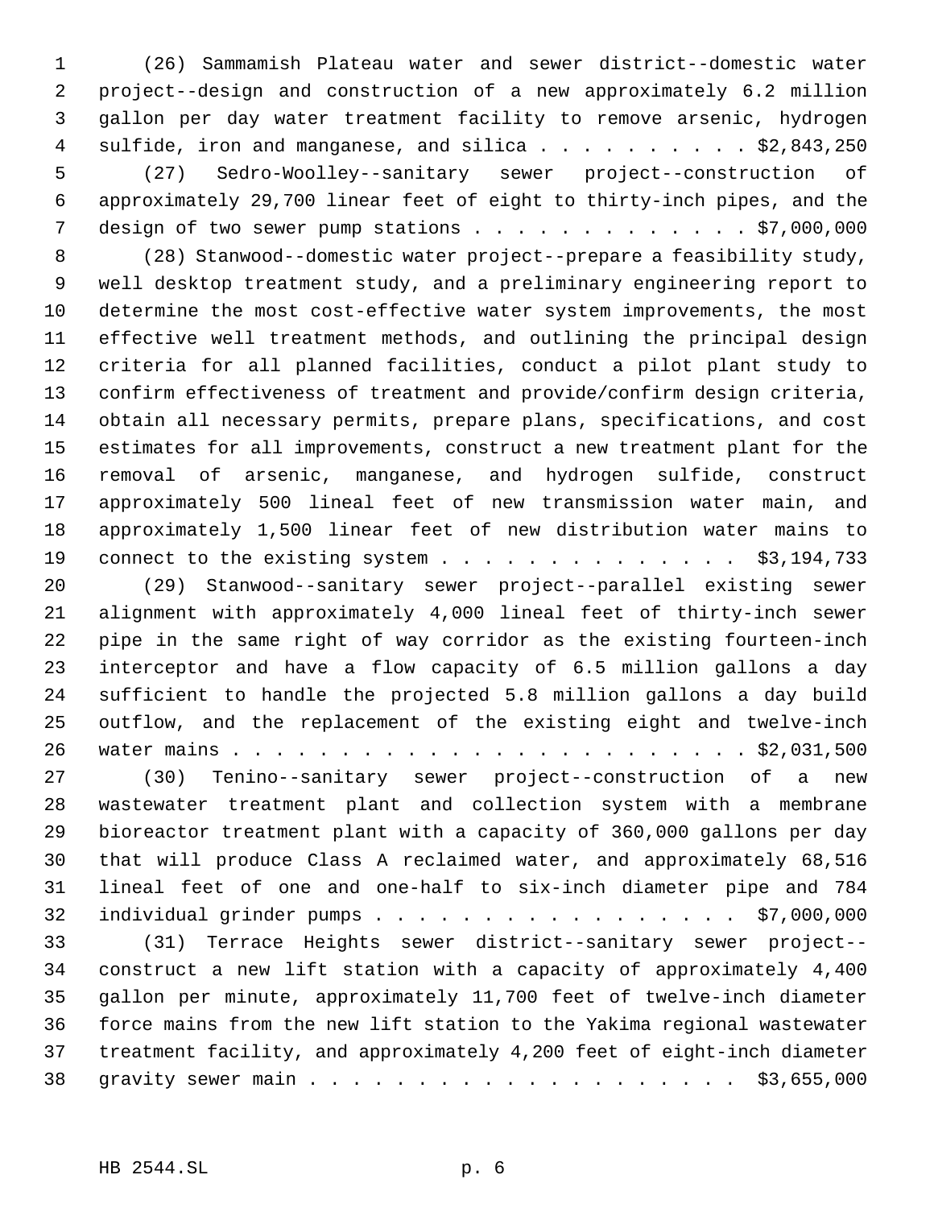(26) Sammamish Plateau water and sewer district--domestic water project--design and construction of a new approximately 6.2 million gallon per day water treatment facility to remove arsenic, hydrogen sulfide, iron and manganese, and silica . . . . . . . . . . $2,843,250

(27) Sedro-Woolley--sanitary sewer project--construction of approximately 29,700 linear feet of eight to thirty-inch pipes, and the design of two sewer pump stations . . . . . . . . . . . . . $7,000,000

(28) Stanwood--domestic water project--prepare a feasibility study, well desktop treatment study, and a preliminary engineering report to determine the most cost-effective water system improvements, the most effective well treatment methods, and outlining the principal design criteria for all planned facilities, conduct a pilot plant study to confirm effectiveness of treatment and provide/confirm design criteria, obtain all necessary permits, prepare plans, specifications, and cost estimates for all improvements, construct a new treatment plant for the removal of arsenic, manganese, and hydrogen sulfide, construct approximately 500 lineal feet of new transmission water main, and approximately 1,500 linear feet of new distribution water mains to connect to the existing system . . . . . . . . . . . . . . $3,194,733

(29) Stanwood--sanitary sewer project--parallel existing sewer alignment with approximately 4,000 lineal feet of thirty-inch sewer pipe in the same right of way corridor as the existing fourteen-inch interceptor and have a flow capacity of 6.5 million gallons a day sufficient to handle the projected 5.8 million gallons a day build outflow, and the replacement of the existing eight and twelve-inch water mains . . . . . . . . . . . . . . . . . . . . . . . . $2,031,500

(30) Tenino--sanitary sewer project--construction of a new wastewater treatment plant and collection system with a membrane bioreactor treatment plant with a capacity of 360,000 gallons per day that will produce Class A reclaimed water, and approximately 68,516 lineal feet of one and one-half to six-inch diameter pipe and 784 individual grinder pumps . . . . . . . . . . . . . . . . . $7,000,000

(31) Terrace Heights sewer district--sanitary sewer project--construct a new lift station with a capacity of approximately 4,400 gallon per minute, approximately 11,700 feet of twelve-inch diameter force mains from the new lift station to the Yakima regional wastewater treatment facility, and approximately 4,200 feet of eight-inch diameter gravity sewer main . . . . . . . . . . . . . . . . . . . . $3,655,000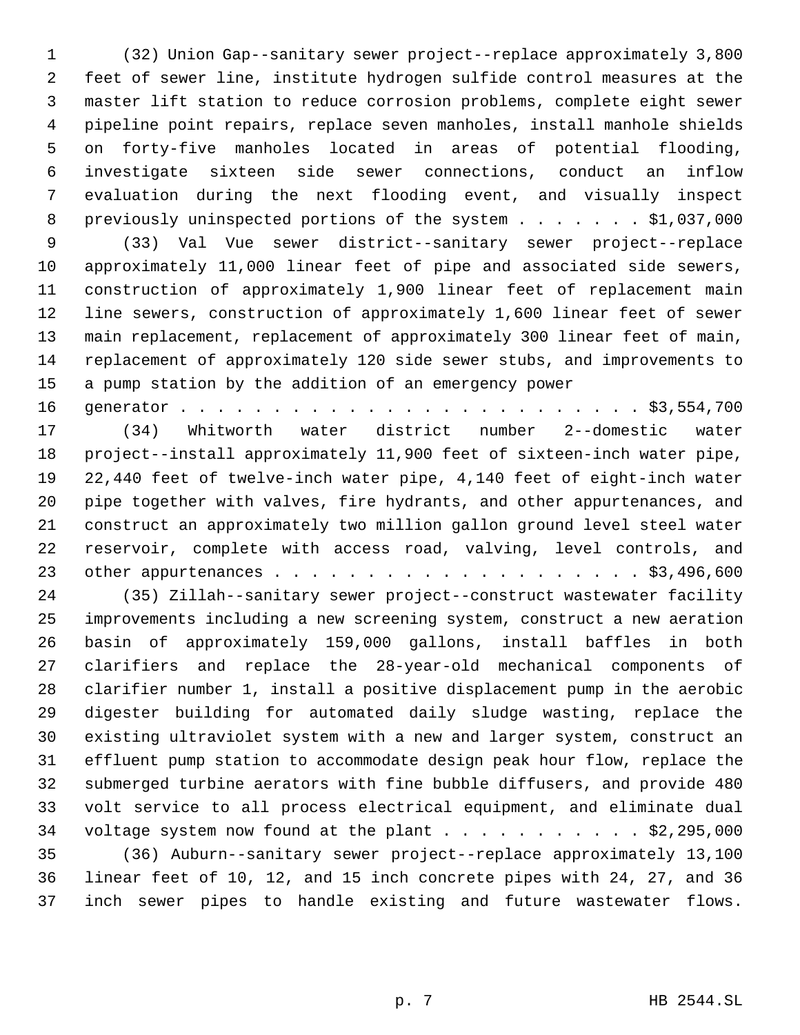(32) Union Gap--sanitary sewer project--replace approximately 3,800 feet of sewer line, institute hydrogen sulfide control measures at the master lift station to reduce corrosion problems, complete eight sewer pipeline point repairs, replace seven manholes, install manhole shields on forty-five manholes located in areas of potential flooding, investigate sixteen side sewer connections, conduct an inflow evaluation during the next flooding event, and visually inspect previously uninspected portions of the system . . . . . . . $1,037,000

(33) Val Vue sewer district--sanitary sewer project--replace approximately 11,000 linear feet of pipe and associated side sewers, construction of approximately 1,900 linear feet of replacement main line sewers, construction of approximately 1,600 linear feet of sewer main replacement, replacement of approximately 300 linear feet of main, replacement of approximately 120 side sewer stubs, and improvements to a pump station by the addition of an emergency power generator . . . . . . . . . . . . . . . . . . . . . . . . . . $3,554,700

(34) Whitworth water district number 2--domestic water project--install approximately 11,900 feet of sixteen-inch water pipe, 22,440 feet of twelve-inch water pipe, 4,140 feet of eight-inch water pipe together with valves, fire hydrants, and other appurtenances, and construct an approximately two million gallon ground level steel water reservoir, complete with access road, valving, level controls, and other appurtenances . . . . . . . . . . . . . . . . . . . . $3,496,600

(35) Zillah--sanitary sewer project--construct wastewater facility improvements including a new screening system, construct a new aeration basin of approximately 159,000 gallons, install baffles in both clarifiers and replace the 28-year-old mechanical components of clarifier number 1, install a positive displacement pump in the aerobic digester building for automated daily sludge wasting, replace the existing ultraviolet system with a new and larger system, construct an effluent pump station to accommodate design peak hour flow, replace the submerged turbine aerators with fine bubble diffusers, and provide 480 volt service to all process electrical equipment, and eliminate dual voltage system now found at the plant . . . . . . . . . . . $2,295,000

(36) Auburn--sanitary sewer project--replace approximately 13,100 linear feet of 10, 12, and 15 inch concrete pipes with 24, 27, and 36 inch sewer pipes to handle existing and future wastewater flows.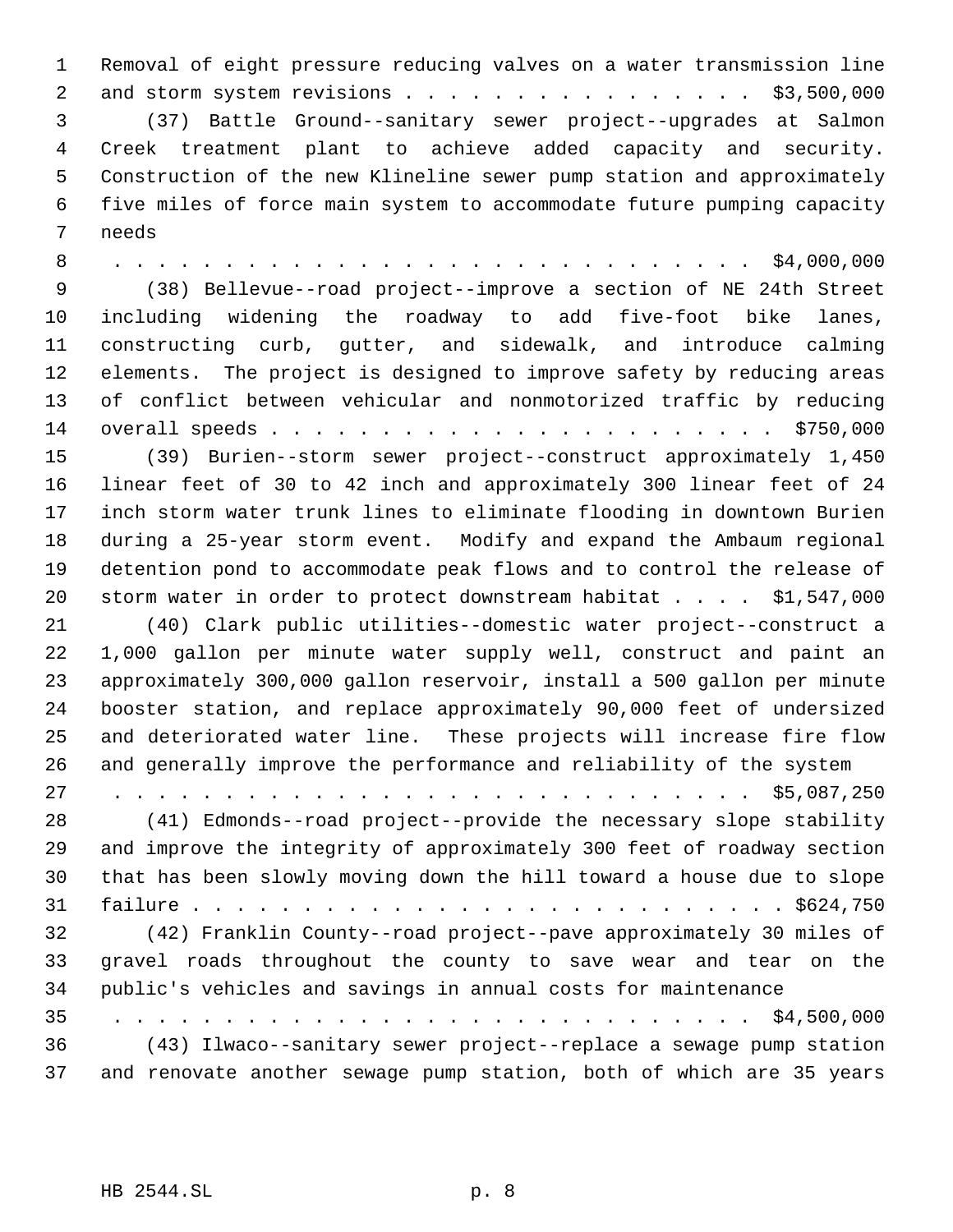Removal of eight pressure reducing valves on a water transmission line and storm system revisions . . . . . . . . . . . . . . . . $3,500,000

(37) Battle Ground--sanitary sewer project--upgrades at Salmon Creek treatment plant to achieve added capacity and security. Construction of the new Klineline sewer pump station and approximately five miles of force main system to accommodate future pumping capacity needs

. . . . . . . . . . . . . . . . . . . . . . . . . . . . . $4,000,000

(38) Bellevue--road project--improve a section of NE 24th Street including widening the roadway to add five-foot bike lanes, constructing curb, gutter, and sidewalk, and introduce calming elements. The project is designed to improve safety by reducing areas of conflict between vehicular and nonmotorized traffic by reducing overall speeds . . . . . . . . . . . . . . . . . . . . . . . $750,000

(39) Burien--storm sewer project--construct approximately 1,450 linear feet of 30 to 42 inch and approximately 300 linear feet of 24 inch storm water trunk lines to eliminate flooding in downtown Burien during a 25-year storm event. Modify and expand the Ambaum regional detention pond to accommodate peak flows and to control the release of storm water in order to protect downstream habitat . . . . $1,547,000

(40) Clark public utilities--domestic water project--construct a 1,000 gallon per minute water supply well, construct and paint an approximately 300,000 gallon reservoir, install a 500 gallon per minute booster station, and replace approximately 90,000 feet of undersized and deteriorated water line. These projects will increase fire flow and generally improve the performance and reliability of the system

. . . . . . . . . . . . . . . . . . . . . . . . . . . . . $5,087,250

(41) Edmonds--road project--provide the necessary slope stability and improve the integrity of approximately 300 feet of roadway section that has been slowly moving down the hill toward a house due to slope failure . . . . . . . . . . . . . . . . . . . . . . . . . . . . $624,750

(42) Franklin County--road project--pave approximately 30 miles of gravel roads throughout the county to save wear and tear on the public's vehicles and savings in annual costs for maintenance

. . . . . . . . . . . . . . . . . . . . . . . . . . . . . $4,500,000

(43) Ilwaco--sanitary sewer project--replace a sewage pump station and renovate another sewage pump station, both of which are 35 years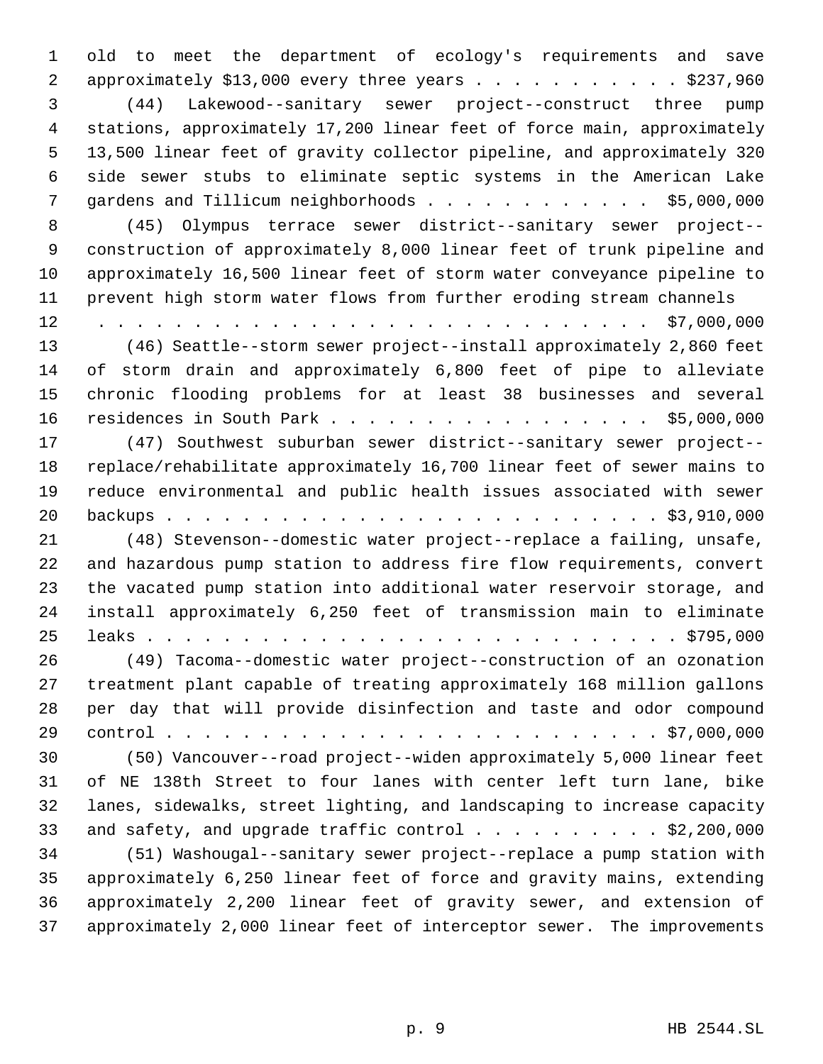old to meet the department of ecology's requirements and save approximately $13,000 every three years . . . . . . . . . . . $237,960

(44) Lakewood--sanitary sewer project--construct three pump stations, approximately 17,200 linear feet of force main, approximately 13,500 linear feet of gravity collector pipeline, and approximately 320 side sewer stubs to eliminate septic systems in the American Lake gardens and Tillicum neighborhoods . . . . . . . . . . . . $5,000,000

(45) Olympus terrace sewer district--sanitary sewer project--construction of approximately 8,000 linear feet of trunk pipeline and approximately 16,500 linear feet of storm water conveyance pipeline to prevent high storm water flows from further eroding stream channels . . . . . . . . . . . . . . . . . . . . . . . . . . . . . . $7,000,000

(46) Seattle--storm sewer project--install approximately 2,860 feet of storm drain and approximately 6,800 feet of pipe to alleviate chronic flooding problems for at least 38 businesses and several residences in South Park . . . . . . . . . . . . . . . . . $5,000,000

(47) Southwest suburban sewer district--sanitary sewer project--replace/rehabilitate approximately 16,700 linear feet of sewer mains to reduce environmental and public health issues associated with sewer backups . . . . . . . . . . . . . . . . . . . . . . . . . . . $3,910,000

(48) Stevenson--domestic water project--replace a failing, unsafe, and hazardous pump station to address fire flow requirements, convert the vacated pump station into additional water reservoir storage, and install approximately 6,250 feet of transmission main to eliminate leaks . . . . . . . . . . . . . . . . . . . . . . . . . . . . . $795,000

(49) Tacoma--domestic water project--construction of an ozonation treatment plant capable of treating approximately 168 million gallons per day that will provide disinfection and taste and odor compound control . . . . . . . . . . . . . . . . . . . . . . . . . . . $7,000,000

(50) Vancouver--road project--widen approximately 5,000 linear feet of NE 138th Street to four lanes with center left turn lane, bike lanes, sidewalks, street lighting, and landscaping to increase capacity and safety, and upgrade traffic control . . . . . . . . . . $2,200,000

(51) Washougal--sanitary sewer project--replace a pump station with approximately 6,250 linear feet of force and gravity mains, extending approximately 2,200 linear feet of gravity sewer, and extension of approximately 2,000 linear feet of interceptor sewer. The improvements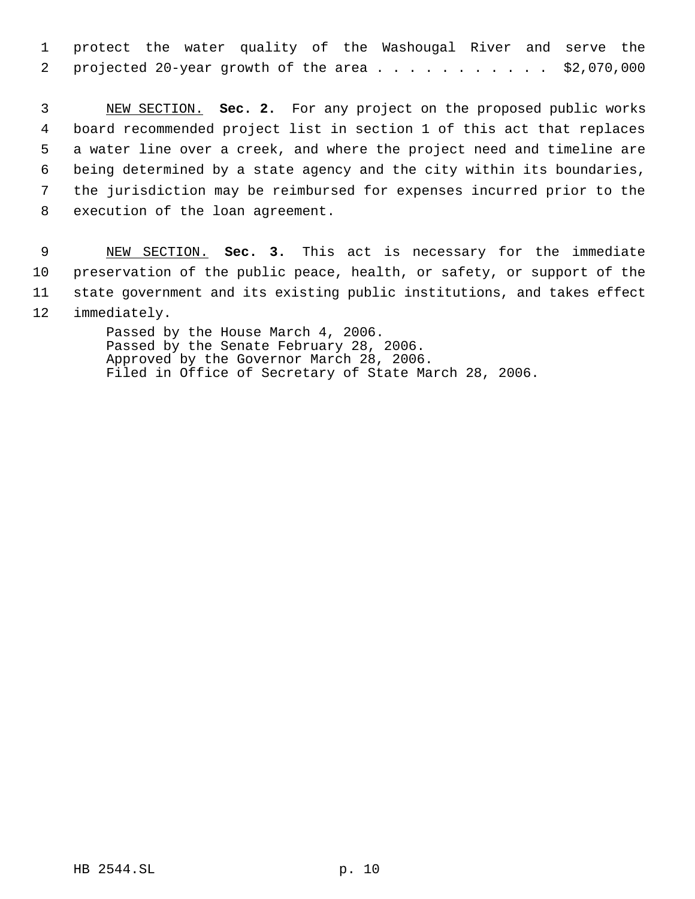protect the water quality of the Washougal River and serve the projected 20-year growth of the area . . . . . . . . . . . $2,070,000

NEW SECTION. **Sec. 2.** For any project on the proposed public works board recommended project list in section 1 of this act that replaces a water line over a creek, and where the project need and timeline are being determined by a state agency and the city within its boundaries, the jurisdiction may be reimbursed for expenses incurred prior to the execution of the loan agreement.

NEW SECTION. **Sec. 3.** This act is necessary for the immediate preservation of the public peace, health, or safety, or support of the state government and its existing public institutions, and takes effect immediately.

Passed by the House March 4, 2006.
Passed by the Senate February 28, 2006.
Approved by the Governor March 28, 2006.
Filed in Office of Secretary of State March 28, 2006.